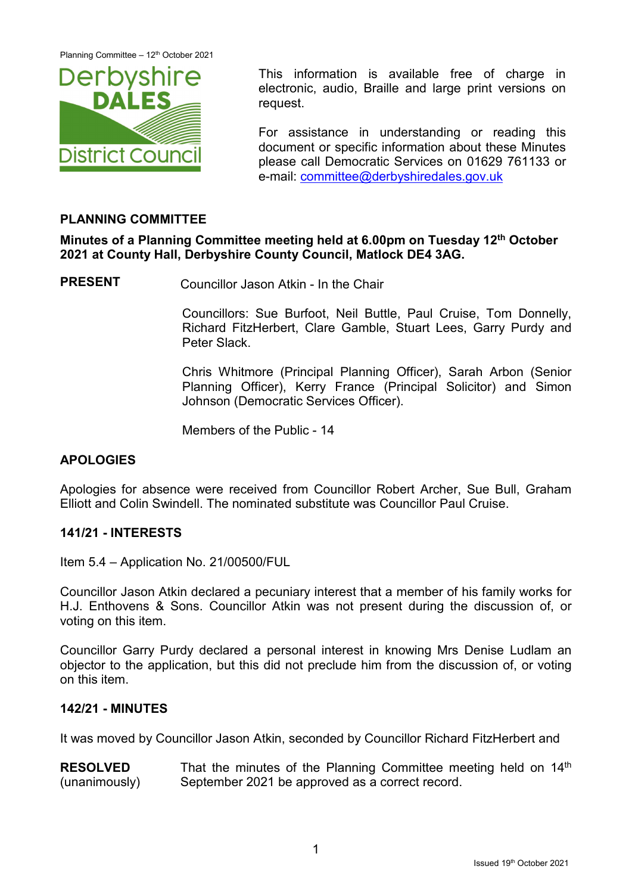This information is available free of charge in electronic, audio, Braille and large print versions on request.

For assistance in understanding or reading this document or specific information about these Minutes please call Democratic Services on 01629 761133 or e-mail: committee@derbyshiredales.gov.uk

## PLANNING COMMITTEE

**Minutes of a Planning Committee meeting held at 6.00pm on Tuesday 12th October 2021 at County Hall, Derbyshire County Council, Matlock DE4 3AG.**

**PRESENT** Councillor Jason Atkin - In the Chair

Councillors: Sue Burfoot, Neil Buttle, Paul Cruise, Tom Donnelly, Richard FitzHerbert, Clare Gamble, Stuart Lees, Garry Purdy and Peter Slack.

Chris Whitmore (Principal Planning Officer), Sarah Arbon (Senior Planning Officer), Kerry France (Principal Solicitor) and Simon Johnson (Democratic Services Officer).

Members of the Public - 14

### APOLOGIES

Apologies for absence were received from Councillor Robert Archer, Sue Bull, Graham Elliott and Colin Swindell. The nominated substitute was Councillor Paul Cruise.

### 141/21 - INTERESTS

Item 5.4 – Application No. 21/00500/FUL

Councillor Jason Atkin declared a pecuniary interest that a member of his family works for H.J. Enthovens & Sons. Councillor Atkin was not present during the discussion of, or voting on this item.

Councillor Garry Purdy declared a personal interest in knowing Mrs Denise Ludlam an objector to the application, but this did not preclude him from the discussion of, or voting on this item.

### 142/21 - MINUTES

It was moved by Councillor Jason Atkin, seconded by Councillor Richard FitzHerbert and

**RESOLVED** (unanimously) That the minutes of the Planning Committee meeting held on 14th September 2021 be approved as a correct record.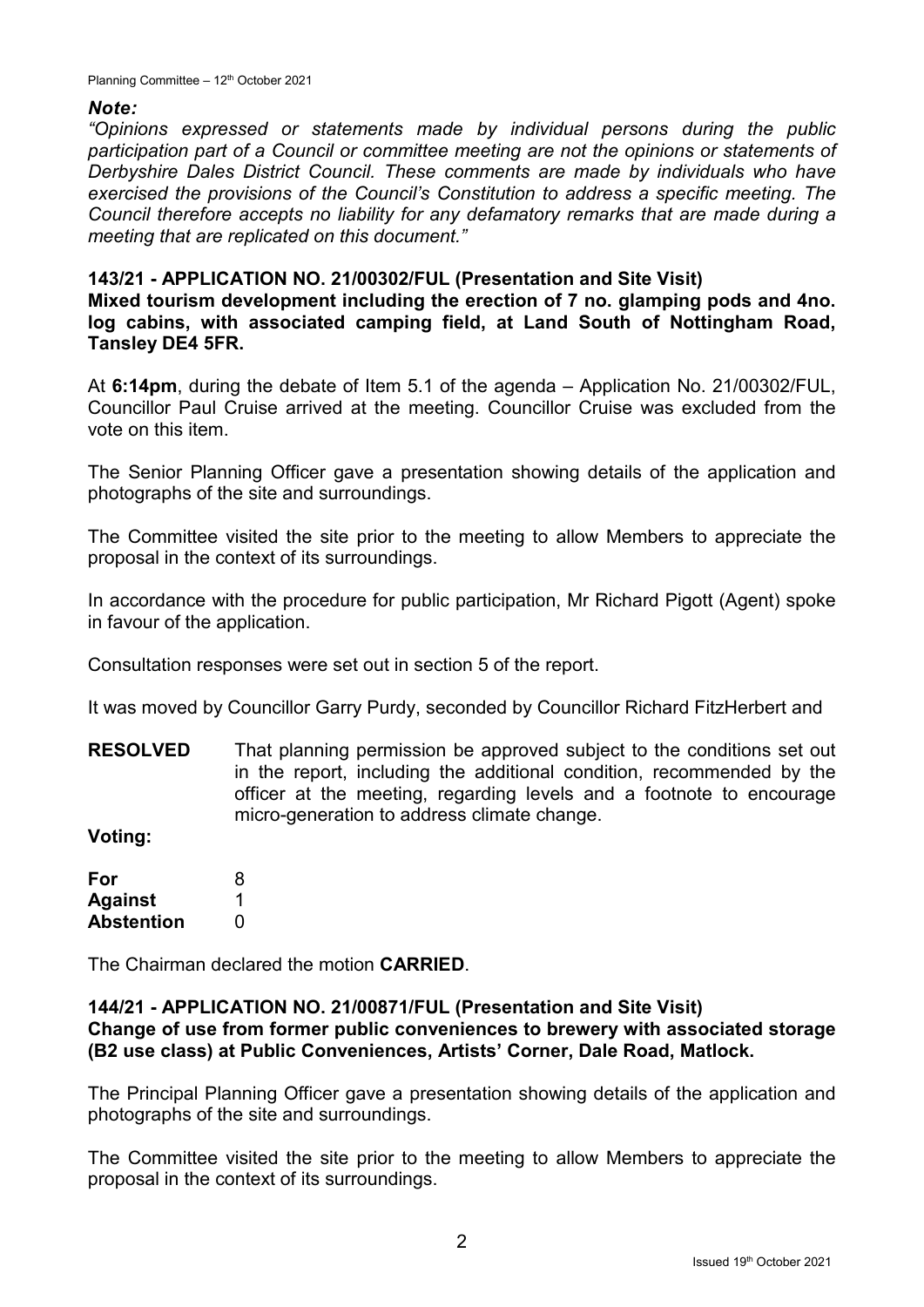***Note:***

*"Opinions expressed or statements made by individual persons during the public participation part of a Council or committee meeting are not the opinions or statements of Derbyshire Dales District Council. These comments are made by individuals who have exercised the provisions of the Council's Constitution to address a specific meeting. The Council therefore accepts no liability for any defamatory remarks that are made during a meeting that are replicated on this document."*

**143/21 - APPLICATION NO. 21/00302/FUL (Presentation and Site Visit)**
**Mixed tourism development including the erection of 7 no. glamping pods and 4no. log cabins, with associated camping field, at Land South of Nottingham Road, Tansley DE4 5FR.**

At **6:14pm**, during the debate of Item 5.1 of the agenda – Application No. 21/00302/FUL, Councillor Paul Cruise arrived at the meeting. Councillor Cruise was excluded from the vote on this item.

The Senior Planning Officer gave a presentation showing details of the application and photographs of the site and surroundings.

The Committee visited the site prior to the meeting to allow Members to appreciate the proposal in the context of its surroundings.

In accordance with the procedure for public participation, Mr Richard Pigott (Agent) spoke in favour of the application.

Consultation responses were set out in section 5 of the report.

It was moved by Councillor Garry Purdy, seconded by Councillor Richard FitzHerbert and

**RESOLVED** That planning permission be approved subject to the conditions set out in the report, including the additional condition, recommended by the officer at the meeting, regarding levels and a footnote to encourage micro-generation to address climate change.

**Voting:**

| | |
|---|---|
| **For** | 8 |
| **Against** | 1 |
| **Abstention** | 0 |

The Chairman declared the motion **CARRIED**.

**144/21 - APPLICATION NO. 21/00871/FUL (Presentation and Site Visit)**
**Change of use from former public conveniences to brewery with associated storage (B2 use class) at Public Conveniences, Artists' Corner, Dale Road, Matlock.**

The Principal Planning Officer gave a presentation showing details of the application and photographs of the site and surroundings.

The Committee visited the site prior to the meeting to allow Members to appreciate the proposal in the context of its surroundings.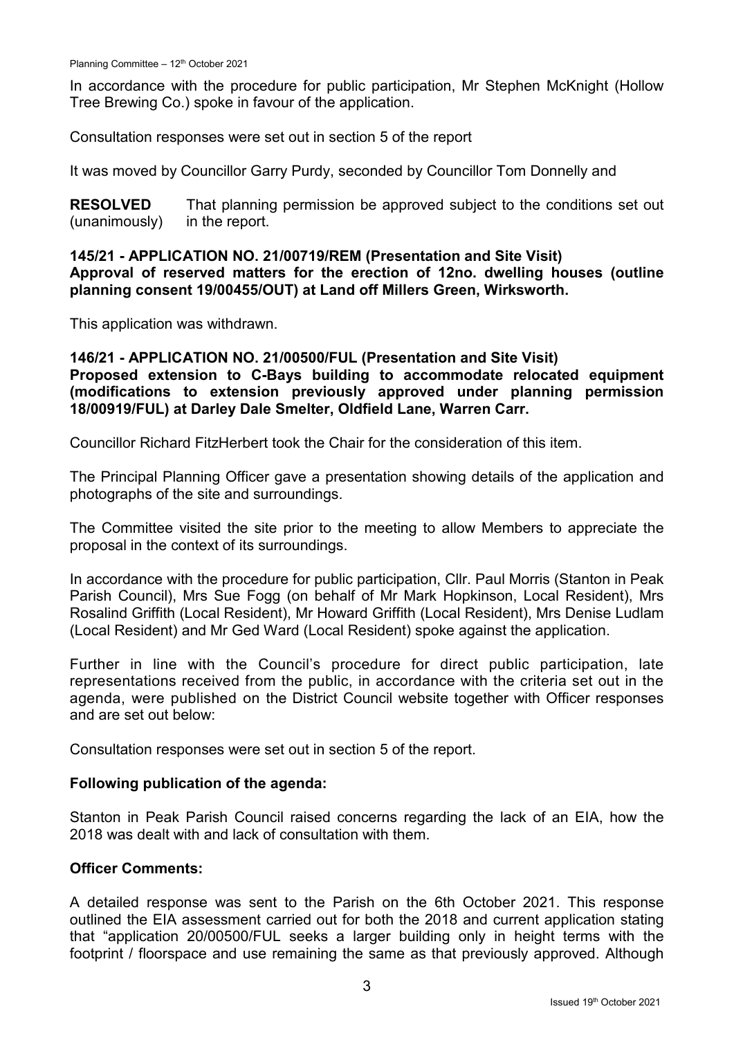In accordance with the procedure for public participation, Mr Stephen McKnight (Hollow Tree Brewing Co.) spoke in favour of the application.

Consultation responses were set out in section 5 of the report

It was moved by Councillor Garry Purdy, seconded by Councillor Tom Donnelly and

**RESOLVED** (unanimously) That planning permission be approved subject to the conditions set out in the report.

**145/21 - APPLICATION NO. 21/00719/REM (Presentation and Site Visit) Approval of reserved matters for the erection of 12no. dwelling houses (outline planning consent 19/00455/OUT) at Land off Millers Green, Wirksworth.**

This application was withdrawn.

**146/21 - APPLICATION NO. 21/00500/FUL (Presentation and Site Visit) Proposed extension to C-Bays building to accommodate relocated equipment (modifications to extension previously approved under planning permission 18/00919/FUL) at Darley Dale Smelter, Oldfield Lane, Warren Carr.**

Councillor Richard FitzHerbert took the Chair for the consideration of this item.

The Principal Planning Officer gave a presentation showing details of the application and photographs of the site and surroundings.

The Committee visited the site prior to the meeting to allow Members to appreciate the proposal in the context of its surroundings.

In accordance with the procedure for public participation, Cllr. Paul Morris (Stanton in Peak Parish Council), Mrs Sue Fogg (on behalf of Mr Mark Hopkinson, Local Resident), Mrs Rosalind Griffith (Local Resident), Mr Howard Griffith (Local Resident), Mrs Denise Ludlam (Local Resident) and Mr Ged Ward (Local Resident) spoke against the application.

Further in line with the Council's procedure for direct public participation, late representations received from the public, in accordance with the criteria set out in the agenda, were published on the District Council website together with Officer responses and are set out below:

Consultation responses were set out in section 5 of the report.

**Following publication of the agenda:**

Stanton in Peak Parish Council raised concerns regarding the lack of an EIA, how the 2018 was dealt with and lack of consultation with them.

**Officer Comments:**

A detailed response was sent to the Parish on the 6th October 2021. This response outlined the EIA assessment carried out for both the 2018 and current application stating that "application 20/00500/FUL seeks a larger building only in height terms with the footprint / floorspace and use remaining the same as that previously approved. Although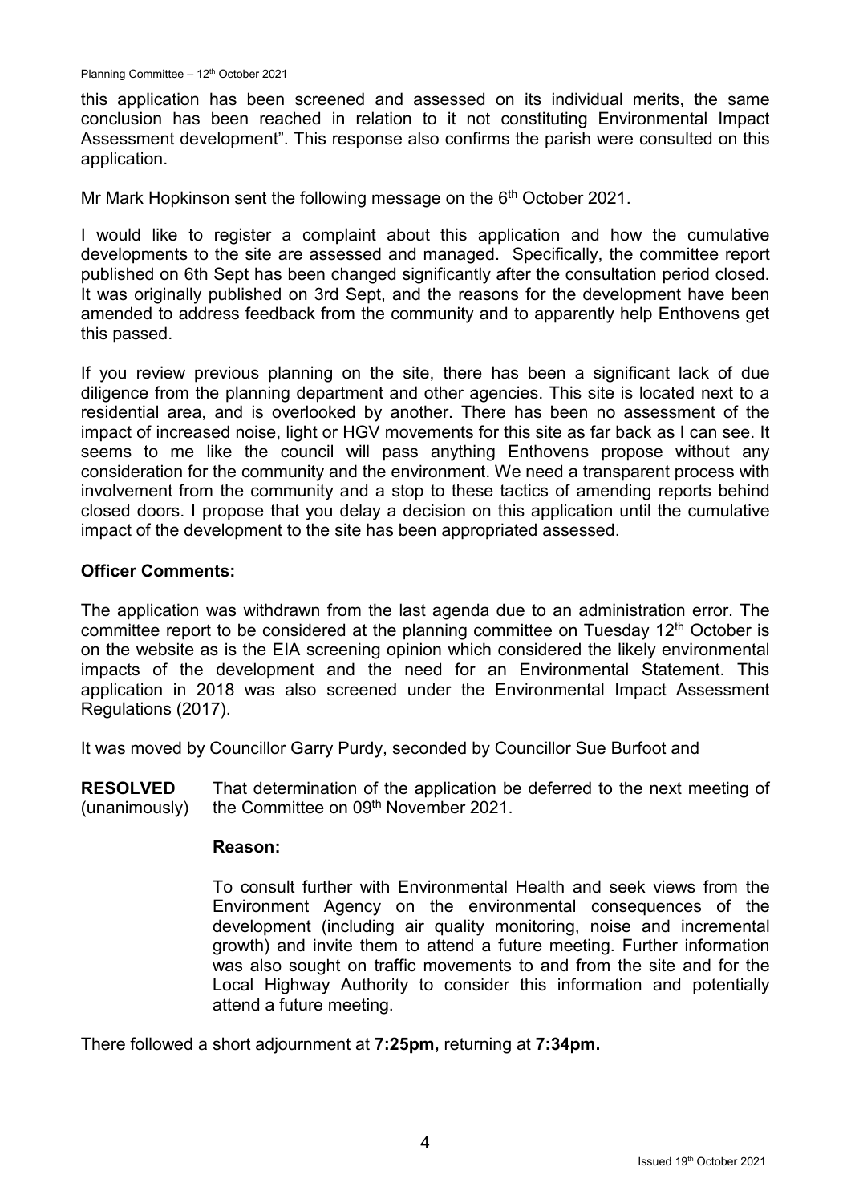this application has been screened and assessed on its individual merits, the same conclusion has been reached in relation to it not constituting Environmental Impact Assessment development". This response also confirms the parish were consulted on this application.

Mr Mark Hopkinson sent the following message on the 6th October 2021.

I would like to register a complaint about this application and how the cumulative developments to the site are assessed and managed. Specifically, the committee report published on 6th Sept has been changed significantly after the consultation period closed. It was originally published on 3rd Sept, and the reasons for the development have been amended to address feedback from the community and to apparently help Enthovens get this passed.

If you review previous planning on the site, there has been a significant lack of due diligence from the planning department and other agencies. This site is located next to a residential area, and is overlooked by another. There has been no assessment of the impact of increased noise, light or HGV movements for this site as far back as I can see. It seems to me like the council will pass anything Enthovens propose without any consideration for the community and the environment. We need a transparent process with involvement from the community and a stop to these tactics of amending reports behind closed doors. I propose that you delay a decision on this application until the cumulative impact of the development to the site has been appropriated assessed.

**Officer Comments:**

The application was withdrawn from the last agenda due to an administration error. The committee report to be considered at the planning committee on Tuesday 12th October is on the website as is the EIA screening opinion which considered the likely environmental impacts of the development and the need for an Environmental Statement. This application in 2018 was also screened under the Environmental Impact Assessment Regulations (2017).

It was moved by Councillor Garry Purdy, seconded by Councillor Sue Burfoot and

**RESOLVED** (unanimously) That determination of the application be deferred to the next meeting of the Committee on 09th November 2021.

**Reason:**

To consult further with Environmental Health and seek views from the Environment Agency on the environmental consequences of the development (including air quality monitoring, noise and incremental growth) and invite them to attend a future meeting. Further information was also sought on traffic movements to and from the site and for the Local Highway Authority to consider this information and potentially attend a future meeting.

There followed a short adjournment at **7:25pm,** returning at **7:34pm.**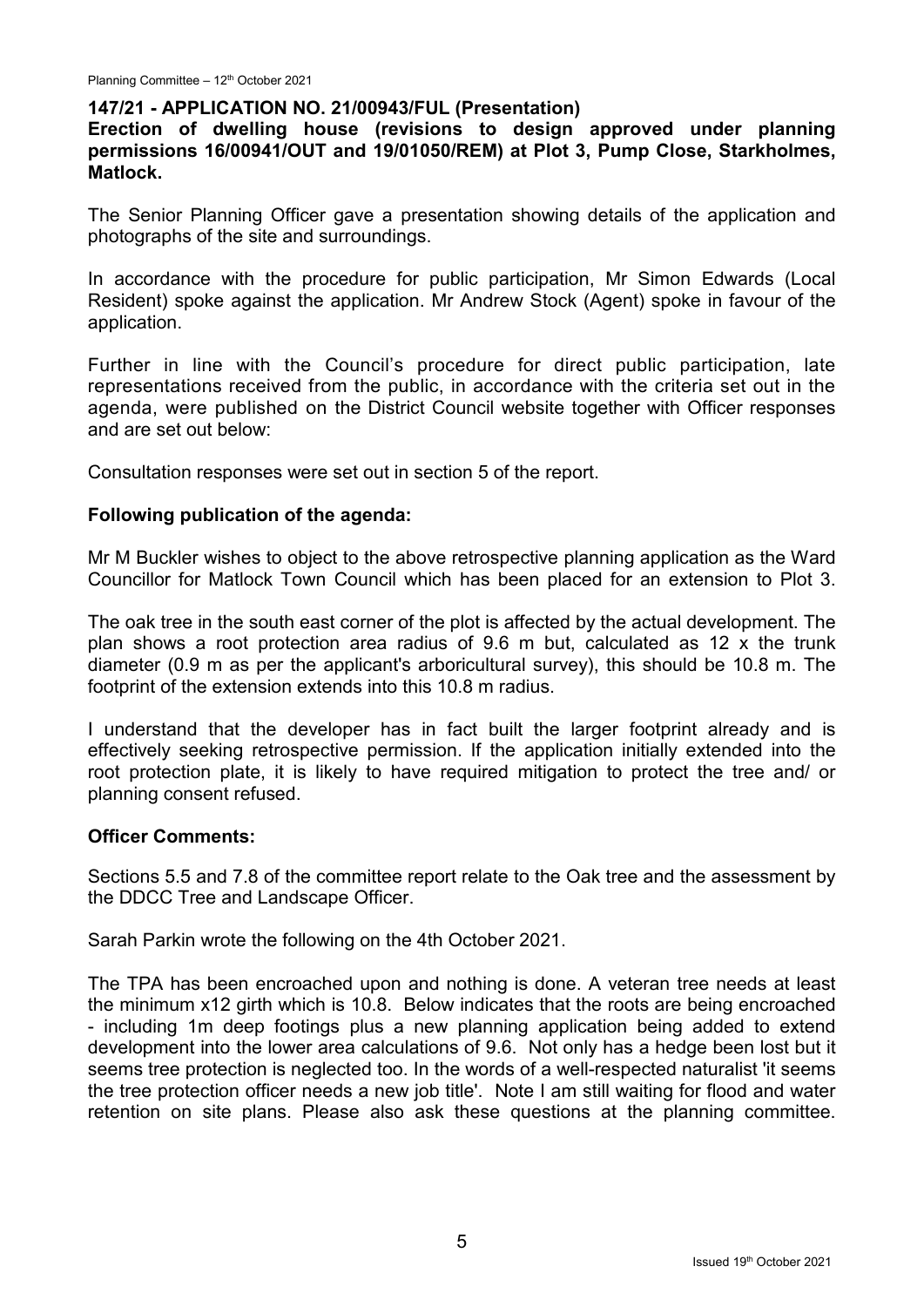## 147/21 - APPLICATION NO. 21/00943/FUL (Presentation)

**Erection of dwelling house (revisions to design approved under planning permissions 16/00941/OUT and 19/01050/REM) at Plot 3, Pump Close, Starkholmes, Matlock.**

The Senior Planning Officer gave a presentation showing details of the application and photographs of the site and surroundings.

In accordance with the procedure for public participation, Mr Simon Edwards (Local Resident) spoke against the application. Mr Andrew Stock (Agent) spoke in favour of the application.

Further in line with the Council's procedure for direct public participation, late representations received from the public, in accordance with the criteria set out in the agenda, were published on the District Council website together with Officer responses and are set out below:

Consultation responses were set out in section 5 of the report.

### Following publication of the agenda:

Mr M Buckler wishes to object to the above retrospective planning application as the Ward Councillor for Matlock Town Council which has been placed for an extension to Plot 3.

The oak tree in the south east corner of the plot is affected by the actual development. The plan shows a root protection area radius of 9.6 m but, calculated as 12 x the trunk diameter (0.9 m as per the applicant's arboricultural survey), this should be 10.8 m. The footprint of the extension extends into this 10.8 m radius.

I understand that the developer has in fact built the larger footprint already and is effectively seeking retrospective permission. If the application initially extended into the root protection plate, it is likely to have required mitigation to protect the tree and/ or planning consent refused.

### Officer Comments:

Sections 5.5 and 7.8 of the committee report relate to the Oak tree and the assessment by the DDCC Tree and Landscape Officer.

Sarah Parkin wrote the following on the 4th October 2021.

The TPA has been encroached upon and nothing is done. A veteran tree needs at least the minimum x12 girth which is 10.8. Below indicates that the roots are being encroached - including 1m deep footings plus a new planning application being added to extend development into the lower area calculations of 9.6. Not only has a hedge been lost but it seems tree protection is neglected too. In the words of a well-respected naturalist 'it seems the tree protection officer needs a new job title'. Note I am still waiting for flood and water retention on site plans. Please also ask these questions at the planning committee.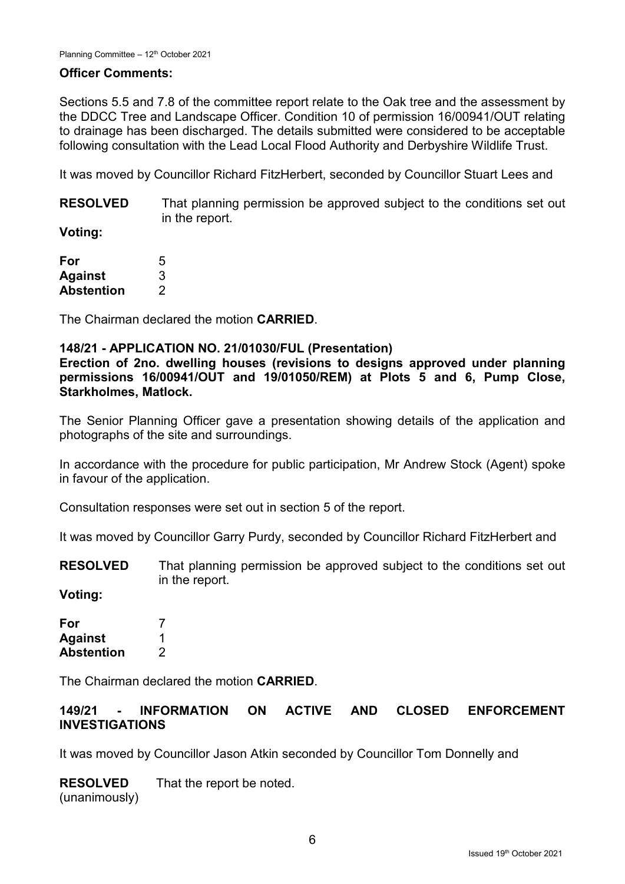**Officer Comments:**

Sections 5.5 and 7.8 of the committee report relate to the Oak tree and the assessment by the DDCC Tree and Landscape Officer. Condition 10 of permission 16/00941/OUT relating to drainage has been discharged. The details submitted were considered to be acceptable following consultation with the Lead Local Flood Authority and Derbyshire Wildlife Trust.

It was moved by Councillor Richard FitzHerbert, seconded by Councillor Stuart Lees and

**RESOLVED** That planning permission be approved subject to the conditions set out in the report.

**Voting:**

| | |
|---|---|
| **For** | 5 |
| **Against** | 3 |
| **Abstention** | 2 |

The Chairman declared the motion **CARRIED**.

### 148/21 - APPLICATION NO. 21/01030/FUL (Presentation)

**Erection of 2no. dwelling houses (revisions to designs approved under planning permissions 16/00941/OUT and 19/01050/REM) at Plots 5 and 6, Pump Close, Starkholmes, Matlock.**

The Senior Planning Officer gave a presentation showing details of the application and photographs of the site and surroundings.

In accordance with the procedure for public participation, Mr Andrew Stock (Agent) spoke in favour of the application.

Consultation responses were set out in section 5 of the report.

It was moved by Councillor Garry Purdy, seconded by Councillor Richard FitzHerbert and

**RESOLVED** That planning permission be approved subject to the conditions set out in the report.

**Voting:**

| | |
|---|---|
| **For** | 7 |
| **Against** | 1 |
| **Abstention** | 2 |

The Chairman declared the motion **CARRIED**.

### 149/21 - INFORMATION ON ACTIVE AND CLOSED ENFORCEMENT INVESTIGATIONS

It was moved by Councillor Jason Atkin seconded by Councillor Tom Donnelly and

**RESOLVED** (unanimously) That the report be noted.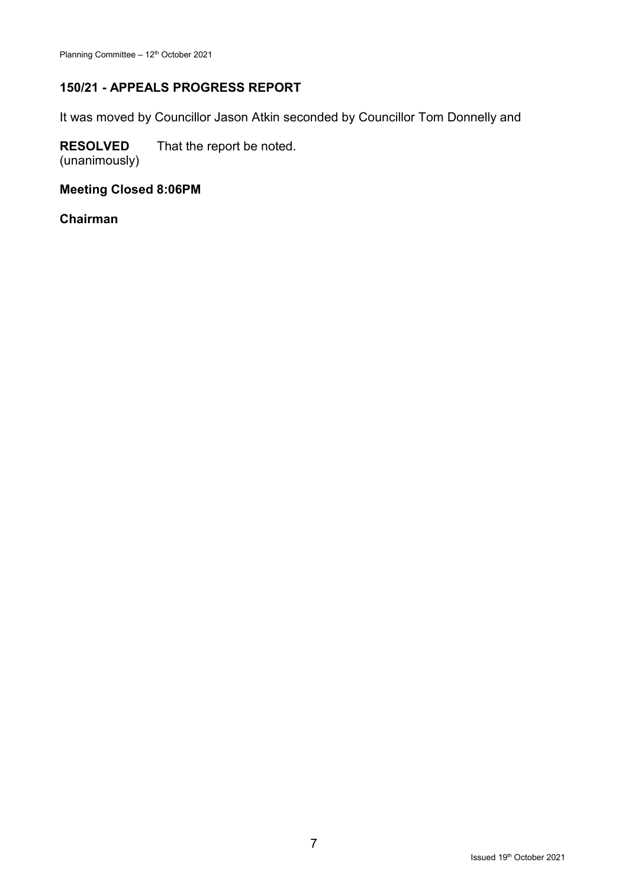## 150/21 - APPEALS PROGRESS REPORT

It was moved by Councillor Jason Atkin seconded by Councillor Tom Donnelly and

**RESOLVED** (unanimously) That the report be noted.

**Meeting Closed 8:06PM**

**Chairman**